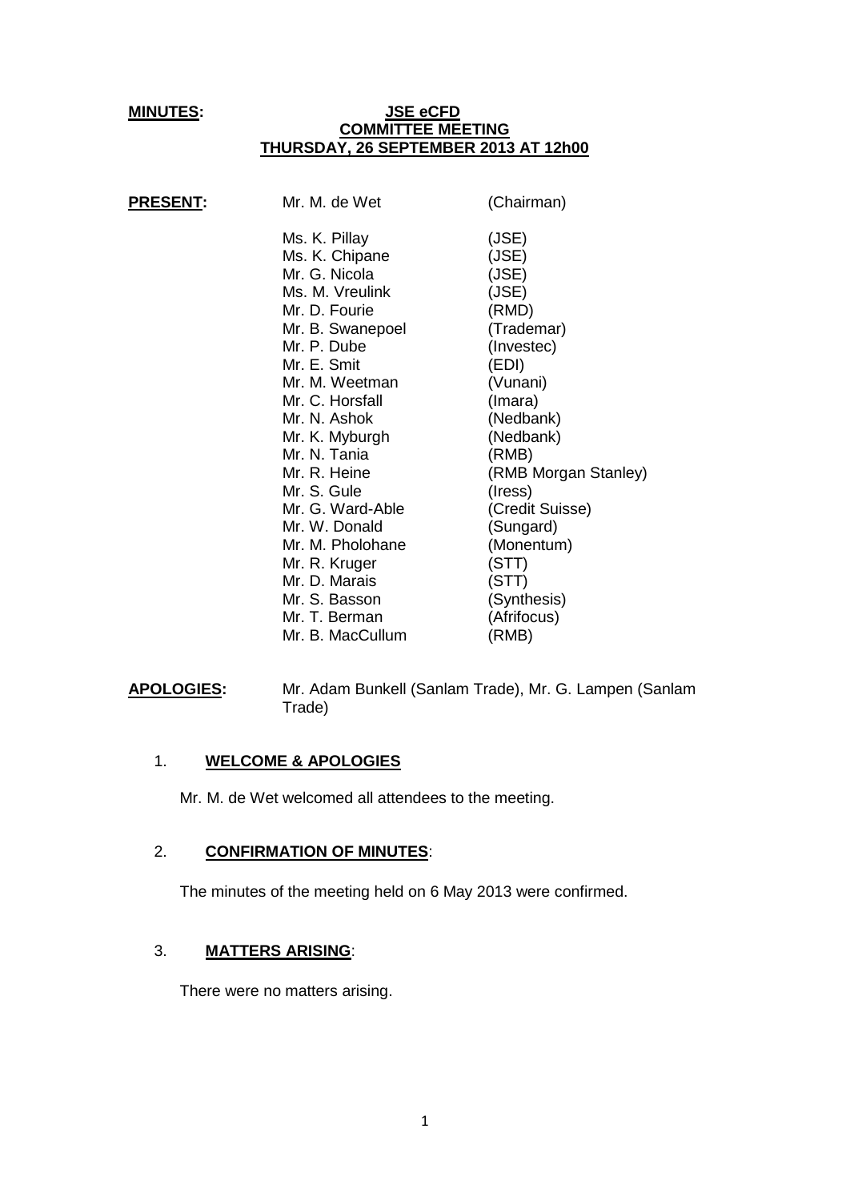**MINUTES:** **JSE eCFD**
**COMMITTEE MEETING**
**THURSDAY, 26 SEPTEMBER 2013 AT 12h00**

**PRESENT:**

| | |
|---|---|
| Mr. M. de Wet | (Chairman) |
| Ms. K. Pillay | (JSE) |
| Ms. K. Chipane | (JSE) |
| Mr. G. Nicola | (JSE) |
| Ms. M. Vreulink | (JSE) |
| Mr. D. Fourie | (RMD) |
| Mr. B. Swanepoel | (Trademar) |
| Mr. P. Dube | (Investec) |
| Mr. E. Smit | (EDI) |
| Mr. M. Weetman | (Vunani) |
| Mr. C. Horsfall | (Imara) |
| Mr. N. Ashok | (Nedbank) |
| Mr. K. Myburgh | (Nedbank) |
| Mr. N. Tania | (RMB) |
| Mr. R. Heine | (RMB Morgan Stanley) |
| Mr. S. Gule | (Iress) |
| Mr. G. Ward-Able | (Credit Suisse) |
| Mr. W. Donald | (Sungard) |
| Mr. M. Pholohane | (Monentum) |
| Mr. R. Kruger | (STT) |
| Mr. D. Marais | (STT) |
| Mr. S. Basson | (Synthesis) |
| Mr. T. Berman | (Afrifocus) |
| Mr. B. MacCullum | (RMB) |

**APOLOGIES:** Mr. Adam Bunkell (Sanlam Trade), Mr. G. Lampen (Sanlam Trade)

## 1. **WELCOME & APOLOGIES**

Mr. M. de Wet welcomed all attendees to the meeting.

## 2. **CONFIRMATION OF MINUTES**:

The minutes of the meeting held on 6 May 2013 were confirmed.

## 3. **MATTERS ARISING**:

There were no matters arising.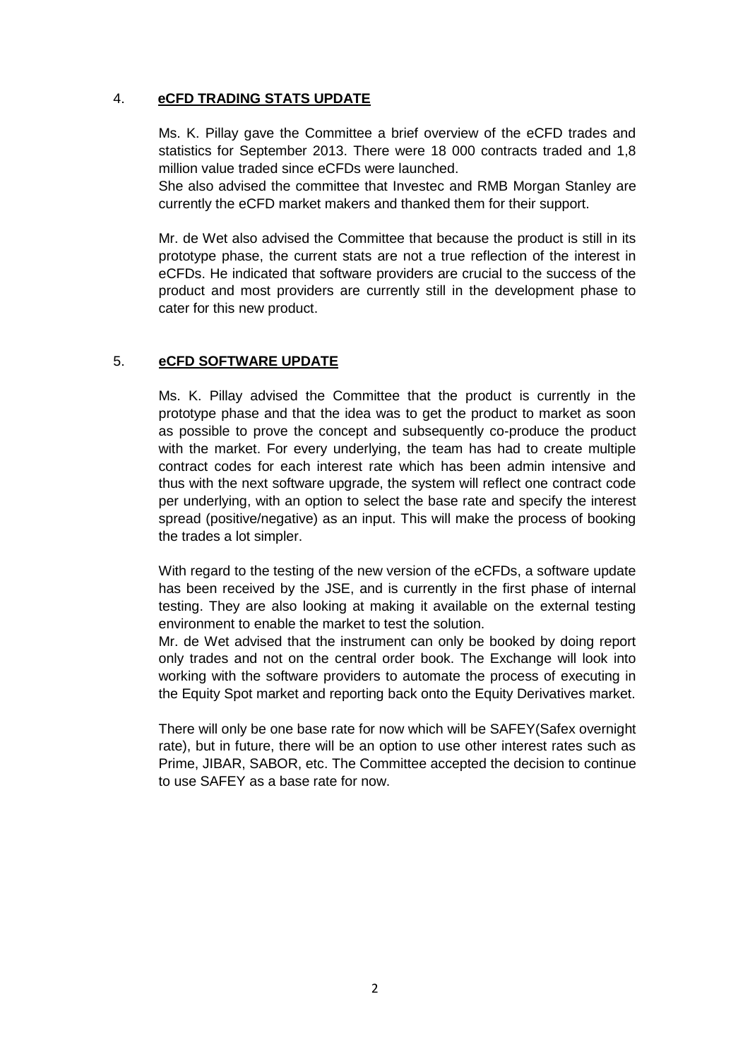## 4. **eCFD TRADING STATS UPDATE**

Ms. K. Pillay gave the Committee a brief overview of the eCFD trades and statistics for September 2013. There were 18 000 contracts traded and 1,8 million value traded since eCFDs were launched.
She also advised the committee that Investec and RMB Morgan Stanley are currently the eCFD market makers and thanked them for their support.

Mr. de Wet also advised the Committee that because the product is still in its prototype phase, the current stats are not a true reflection of the interest in eCFDs. He indicated that software providers are crucial to the success of the product and most providers are currently still in the development phase to cater for this new product.

## 5. **eCFD SOFTWARE UPDATE**

Ms. K. Pillay advised the Committee that the product is currently in the prototype phase and that the idea was to get the product to market as soon as possible to prove the concept and subsequently co-produce the product with the market. For every underlying, the team has had to create multiple contract codes for each interest rate which has been admin intensive and thus with the next software upgrade, the system will reflect one contract code per underlying, with an option to select the base rate and specify the interest spread (positive/negative) as an input. This will make the process of booking the trades a lot simpler.

With regard to the testing of the new version of the eCFDs, a software update has been received by the JSE, and is currently in the first phase of internal testing. They are also looking at making it available on the external testing environment to enable the market to test the solution.
Mr. de Wet advised that the instrument can only be booked by doing report only trades and not on the central order book. The Exchange will look into working with the software providers to automate the process of executing in the Equity Spot market and reporting back onto the Equity Derivatives market.

There will only be one base rate for now which will be SAFEY(Safex overnight rate), but in future, there will be an option to use other interest rates such as Prime, JIBAR, SABOR, etc. The Committee accepted the decision to continue to use SAFEY as a base rate for now.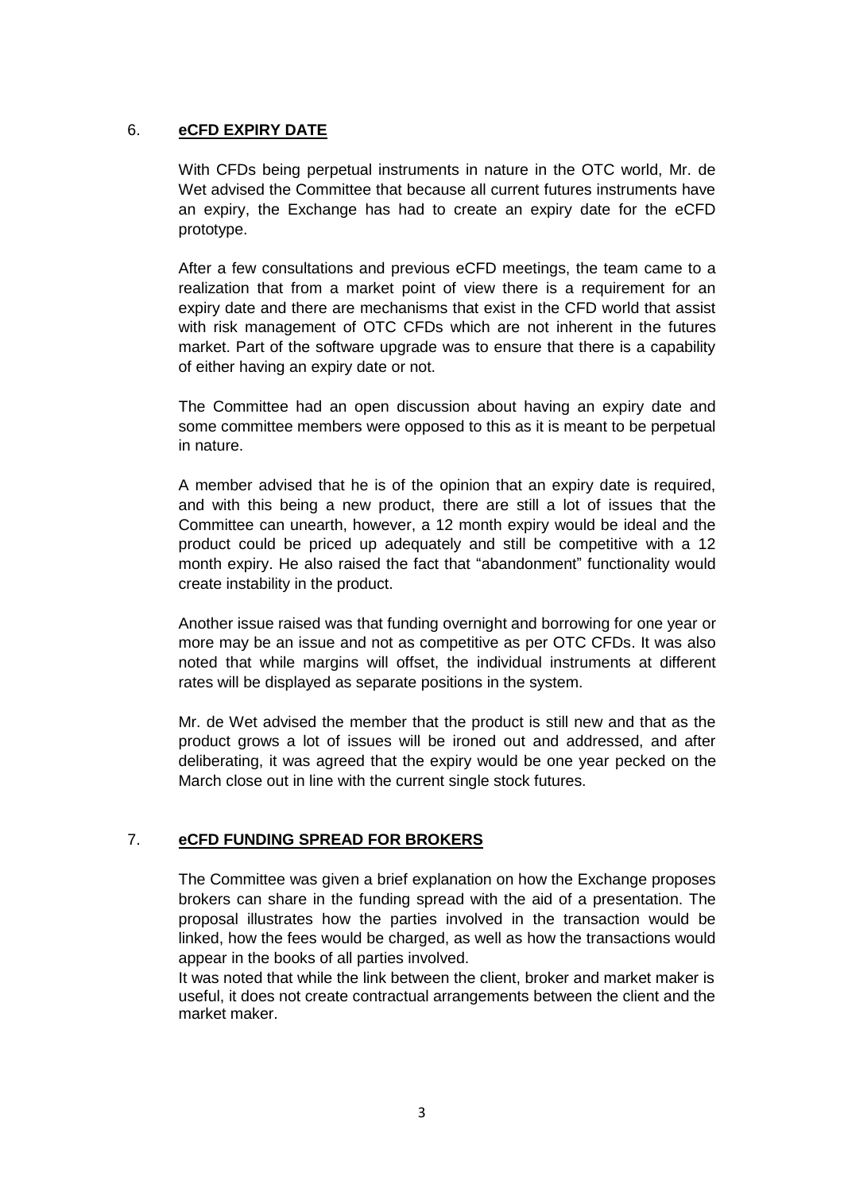## 6. **eCFD EXPIRY DATE**

With CFDs being perpetual instruments in nature in the OTC world, Mr. de Wet advised the Committee that because all current futures instruments have an expiry, the Exchange has had to create an expiry date for the eCFD prototype.

After a few consultations and previous eCFD meetings, the team came to a realization that from a market point of view there is a requirement for an expiry date and there are mechanisms that exist in the CFD world that assist with risk management of OTC CFDs which are not inherent in the futures market. Part of the software upgrade was to ensure that there is a capability of either having an expiry date or not.

The Committee had an open discussion about having an expiry date and some committee members were opposed to this as it is meant to be perpetual in nature.

A member advised that he is of the opinion that an expiry date is required, and with this being a new product, there are still a lot of issues that the Committee can unearth, however, a 12 month expiry would be ideal and the product could be priced up adequately and still be competitive with a 12 month expiry. He also raised the fact that "abandonment" functionality would create instability in the product.

Another issue raised was that funding overnight and borrowing for one year or more may be an issue and not as competitive as per OTC CFDs. It was also noted that while margins will offset, the individual instruments at different rates will be displayed as separate positions in the system.

Mr. de Wet advised the member that the product is still new and that as the product grows a lot of issues will be ironed out and addressed, and after deliberating, it was agreed that the expiry would be one year pecked on the March close out in line with the current single stock futures.

## 7. **eCFD FUNDING SPREAD FOR BROKERS**

The Committee was given a brief explanation on how the Exchange proposes brokers can share in the funding spread with the aid of a presentation. The proposal illustrates how the parties involved in the transaction would be linked, how the fees would be charged, as well as how the transactions would appear in the books of all parties involved.

It was noted that while the link between the client, broker and market maker is useful, it does not create contractual arrangements between the client and the market maker.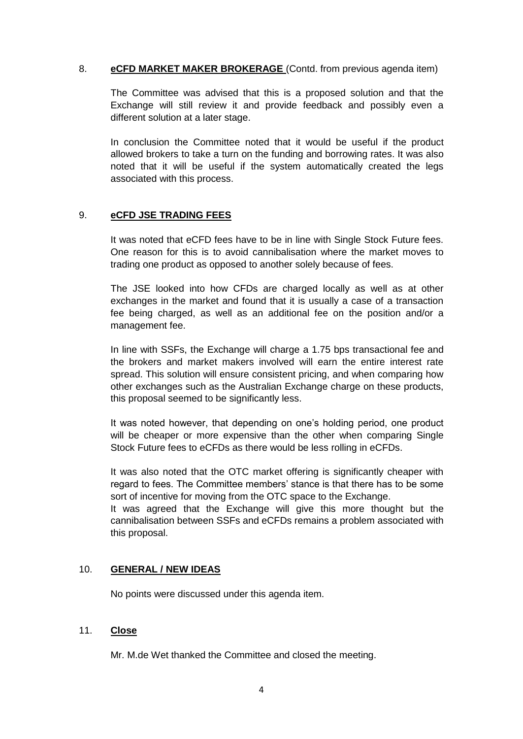## 8. **eCFD MARKET MAKER BROKERAGE** (Contd. from previous agenda item)

The Committee was advised that this is a proposed solution and that the Exchange will still review it and provide feedback and possibly even a different solution at a later stage.

In conclusion the Committee noted that it would be useful if the product allowed brokers to take a turn on the funding and borrowing rates. It was also noted that it will be useful if the system automatically created the legs associated with this process.

## 9. **eCFD JSE TRADING FEES**

It was noted that eCFD fees have to be in line with Single Stock Future fees. One reason for this is to avoid cannibalisation where the market moves to trading one product as opposed to another solely because of fees.

The JSE looked into how CFDs are charged locally as well as at other exchanges in the market and found that it is usually a case of a transaction fee being charged, as well as an additional fee on the position and/or a management fee.

In line with SSFs, the Exchange will charge a 1.75 bps transactional fee and the brokers and market makers involved will earn the entire interest rate spread. This solution will ensure consistent pricing, and when comparing how other exchanges such as the Australian Exchange charge on these products, this proposal seemed to be significantly less.

It was noted however, that depending on one's holding period, one product will be cheaper or more expensive than the other when comparing Single Stock Future fees to eCFDs as there would be less rolling in eCFDs.

It was also noted that the OTC market offering is significantly cheaper with regard to fees. The Committee members' stance is that there has to be some sort of incentive for moving from the OTC space to the Exchange.
It was agreed that the Exchange will give this more thought but the cannibalisation between SSFs and eCFDs remains a problem associated with this proposal.

## 10. **GENERAL / NEW IDEAS**

No points were discussed under this agenda item.

## 11. **Close**

Mr. M.de Wet thanked the Committee and closed the meeting.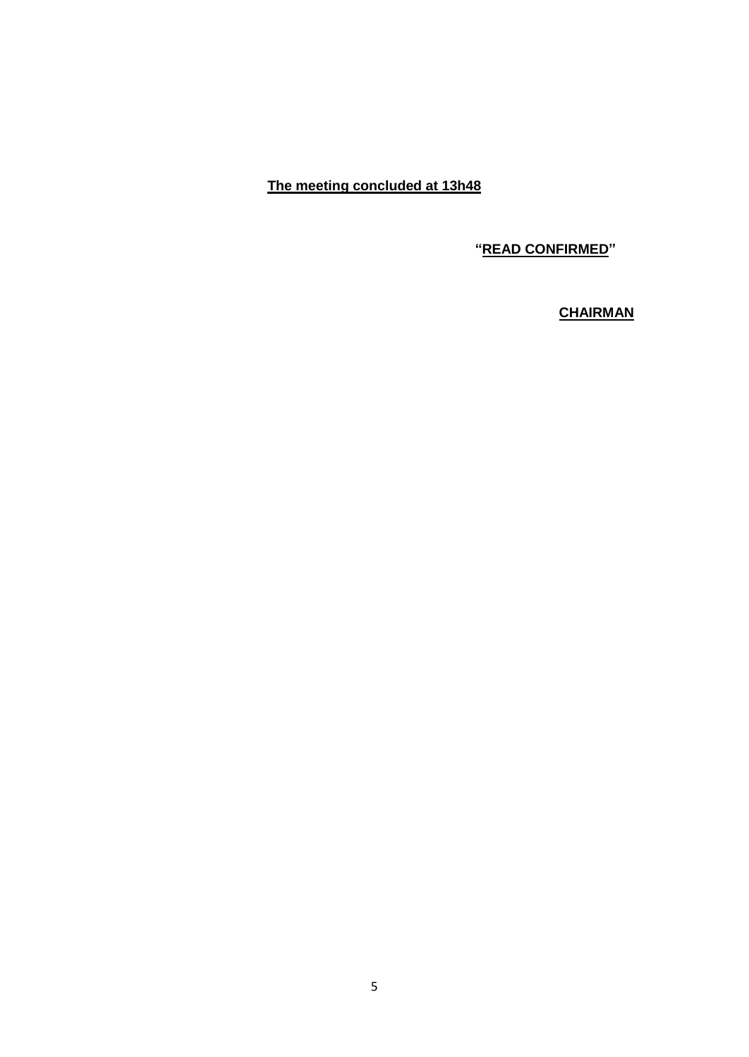**The meeting concluded at 13h48**

**"READ CONFIRMED"**

**CHAIRMAN**